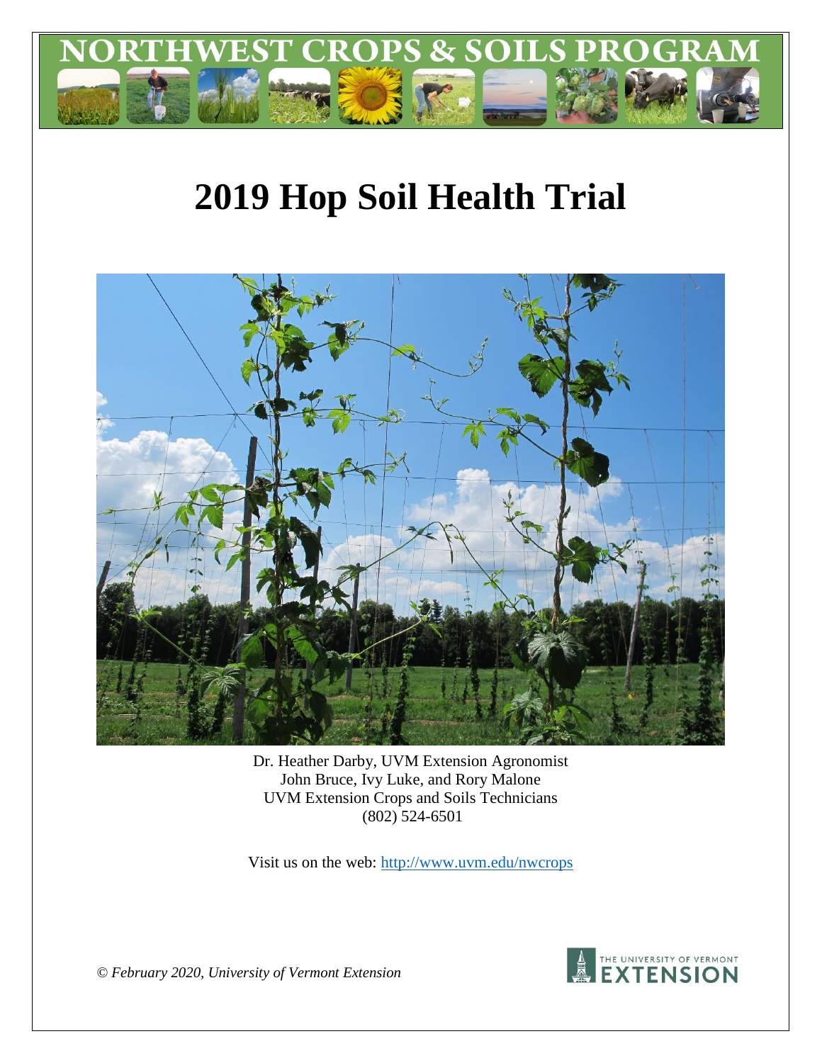NORTHWEST CROPS & SOILS PROGRAM

# 2019 Hop Soil Health Trial

Dr. Heather Darby, UVM Extension Agronomist
John Bruce, Ivy Luke, and Rory Malone
UVM Extension Crops and Soils Technicians
(802) 524-6501

Visit us on the web: http://www.uvm.edu/nwcrops

*© February 2020, University of Vermont Extension*

THE UNIVERSITY OF VERMONT EXTENSION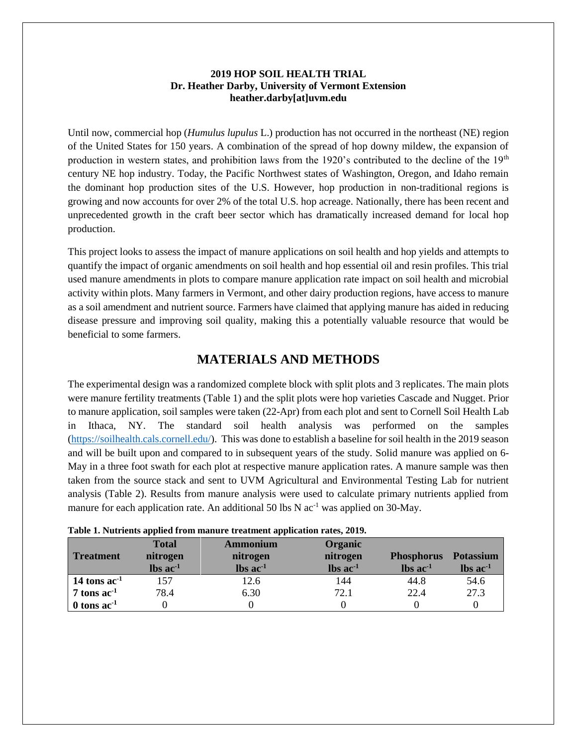**2019 HOP SOIL HEALTH TRIAL**
**Dr. Heather Darby, University of Vermont Extension**
**heather.darby[at]uvm.edu**

Until now, commercial hop (*Humulus lupulus* L.) production has not occurred in the northeast (NE) region of the United States for 150 years. A combination of the spread of hop downy mildew, the expansion of production in western states, and prohibition laws from the 1920's contributed to the decline of the 19th century NE hop industry. Today, the Pacific Northwest states of Washington, Oregon, and Idaho remain the dominant hop production sites of the U.S. However, hop production in non-traditional regions is growing and now accounts for over 2% of the total U.S. hop acreage. Nationally, there has been recent and unprecedented growth in the craft beer sector which has dramatically increased demand for local hop production.

This project looks to assess the impact of manure applications on soil health and hop yields and attempts to quantify the impact of organic amendments on soil health and hop essential oil and resin profiles. This trial used manure amendments in plots to compare manure application rate impact on soil health and microbial activity within plots. Many farmers in Vermont, and other dairy production regions, have access to manure as a soil amendment and nutrient source. Farmers have claimed that applying manure has aided in reducing disease pressure and improving soil quality, making this a potentially valuable resource that would be beneficial to some farmers.

# MATERIALS AND METHODS

The experimental design was a randomized complete block with split plots and 3 replicates. The main plots were manure fertility treatments (Table 1) and the split plots were hop varieties Cascade and Nugget. Prior to manure application, soil samples were taken (22-Apr) from each plot and sent to Cornell Soil Health Lab in Ithaca, NY. The standard soil health analysis was performed on the samples (https://soilhealth.cals.cornell.edu/). This was done to establish a baseline for soil health in the 2019 season and will be built upon and compared to in subsequent years of the study. Solid manure was applied on 6-May in a three foot swath for each plot at respective manure application rates. A manure sample was then taken from the source stack and sent to UVM Agricultural and Environmental Testing Lab for nutrient analysis (Table 2). Results from manure analysis were used to calculate primary nutrients applied from manure for each application rate. An additional 50 lbs N $ac^{-1}$ was applied on 30-May.

**Table 1. Nutrients applied from manure treatment application rates, 2019.**

| Treatment | Total nitrogen lbs $ac^{-1}$ | Ammonium nitrogen lbs $ac^{-1}$ | Organic nitrogen lbs $ac^{-1}$ | Phosphorus lbs $ac^{-1}$ | Potassium lbs $ac^{-1}$ |
|---|---|---|---|---|---|
| **14 tons $ac^{-1}$** | 157 | 12.6 | 144 | 44.8 | 54.6 |
| **7 tons $ac^{-1}$** | 78.4 | 6.30 | 72.1 | 22.4 | 27.3 |
| **0 tons $ac^{-1}$** | 0 | 0 | 0 | 0 | 0 |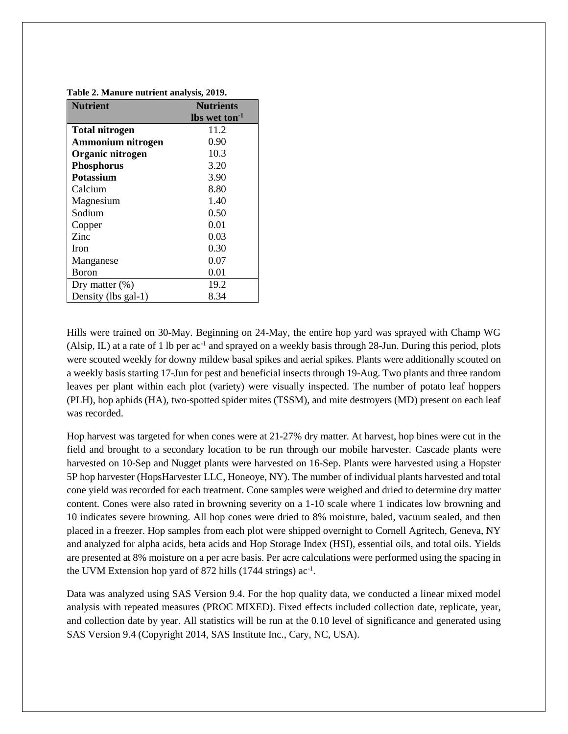**Table 2. Manure nutrient analysis, 2019.**

| Nutrient | Nutrients lbs wet ton$^{-1}$ |
|---|---|
| **Total nitrogen** | 11.2 |
| **Ammonium nitrogen** | 0.90 |
| **Organic nitrogen** | 10.3 |
| **Phosphorus** | 3.20 |
| **Potassium** | 3.90 |
| Calcium | 8.80 |
| Magnesium | 1.40 |
| Sodium | 0.50 |
| Copper | 0.01 |
| Zinc | 0.03 |
| Iron | 0.30 |
| Manganese | 0.07 |
| Boron | 0.01 |
| Dry matter (%) | 19.2 |
| Density (lbs gal-1) | 8.34 |

Hills were trained on 30-May. Beginning on 24-May, the entire hop yard was sprayed with Champ WG (Alsip, IL) at a rate of 1 lb per ac$^{-1}$ and sprayed on a weekly basis through 28-Jun. During this period, plots were scouted weekly for downy mildew basal spikes and aerial spikes. Plants were additionally scouted on a weekly basis starting 17-Jun for pest and beneficial insects through 19-Aug. Two plants and three random leaves per plant within each plot (variety) were visually inspected. The number of potato leaf hoppers (PLH), hop aphids (HA), two-spotted spider mites (TSSM), and mite destroyers (MD) present on each leaf was recorded.

Hop harvest was targeted for when cones were at 21-27% dry matter. At harvest, hop bines were cut in the field and brought to a secondary location to be run through our mobile harvester. Cascade plants were harvested on 10-Sep and Nugget plants were harvested on 16-Sep. Plants were harvested using a Hopster 5P hop harvester (HopsHarvester LLC, Honeoye, NY). The number of individual plants harvested and total cone yield was recorded for each treatment. Cone samples were weighed and dried to determine dry matter content. Cones were also rated in browning severity on a 1-10 scale where 1 indicates low browning and 10 indicates severe browning. All hop cones were dried to 8% moisture, baled, vacuum sealed, and then placed in a freezer. Hop samples from each plot were shipped overnight to Cornell Agritech, Geneva, NY and analyzed for alpha acids, beta acids and Hop Storage Index (HSI), essential oils, and total oils. Yields are presented at 8% moisture on a per acre basis. Per acre calculations were performed using the spacing in the UVM Extension hop yard of 872 hills (1744 strings) ac$^{-1}$.

Data was analyzed using SAS Version 9.4. For the hop quality data, we conducted a linear mixed model analysis with repeated measures (PROC MIXED). Fixed effects included collection date, replicate, year, and collection date by year. All statistics will be run at the 0.10 level of significance and generated using SAS Version 9.4 (Copyright 2014, SAS Institute Inc., Cary, NC, USA).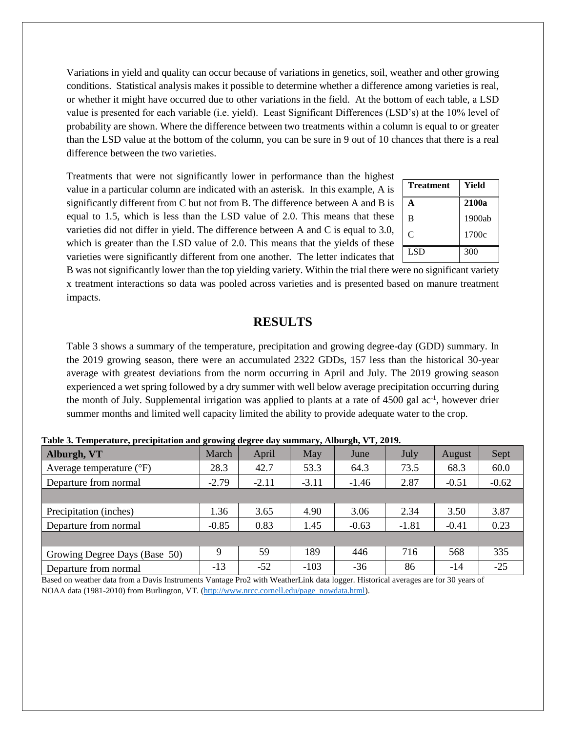Variations in yield and quality can occur because of variations in genetics, soil, weather and other growing conditions. Statistical analysis makes it possible to determine whether a difference among varieties is real, or whether it might have occurred due to other variations in the field. At the bottom of each table, a LSD value is presented for each variable (i.e. yield). Least Significant Differences (LSD's) at the 10% level of probability are shown. Where the difference between two treatments within a column is equal to or greater than the LSD value at the bottom of the column, you can be sure in 9 out of 10 chances that there is a real difference between the two varieties.

Treatments that were not significantly lower in performance than the highest value in a particular column are indicated with an asterisk. In this example, A is significantly different from C but not from B. The difference between A and B is equal to 1.5, which is less than the LSD value of 2.0. This means that these varieties did not differ in yield. The difference between A and C is equal to 3.0, which is greater than the LSD value of 2.0. This means that the yields of these varieties were significantly different from one another. The letter indicates that B was not significantly lower than the top yielding variety. Within the trial there were no significant variety x treatment interactions so data was pooled across varieties and is presented based on manure treatment impacts.

| Treatment | Yield |
|---|---|
| **A** | **2100a** |
| B | 1900ab |
| C | 1700c |
| LSD | 300 |

# RESULTS

Table 3 shows a summary of the temperature, precipitation and growing degree-day (GDD) summary. In the 2019 growing season, there were an accumulated 2322 GDDs, 157 less than the historical 30-year average with greatest deviations from the norm occurring in April and July. The 2019 growing season experienced a wet spring followed by a dry summer with well below average precipitation occurring during the month of July. Supplemental irrigation was applied to plants at a rate of 4500 gal ac$^{-1}$, however drier summer months and limited well capacity limited the ability to provide adequate water to the crop.

**Table 3. Temperature, precipitation and growing degree day summary, Alburgh, VT, 2019.**

| Alburgh, VT | March | April | May | June | July | August | Sept |
|---|---|---|---|---|---|---|---|
| Average temperature (°F) | 28.3 | 42.7 | 53.3 | 64.3 | 73.5 | 68.3 | 60.0 |
| Departure from normal | -2.79 | -2.11 | -3.11 | -1.46 | 2.87 | -0.51 | -0.62 |
| | | | | | | | |
| Precipitation (inches) | 1.36 | 3.65 | 4.90 | 3.06 | 2.34 | 3.50 | 3.87 |
| Departure from normal | -0.85 | 0.83 | 1.45 | -0.63 | -1.81 | -0.41 | 0.23 |
| | | | | | | | |
| Growing Degree Days (Base 50) | 9 | 59 | 189 | 446 | 716 | 568 | 335 |
| Departure from normal | -13 | -52 | -103 | -36 | 86 | -14 | -25 |

Based on weather data from a Davis Instruments Vantage Pro2 with WeatherLink data logger. Historical averages are for 30 years of NOAA data (1981-2010) from Burlington, VT. (http://www.nrcc.cornell.edu/page_nowdata.html).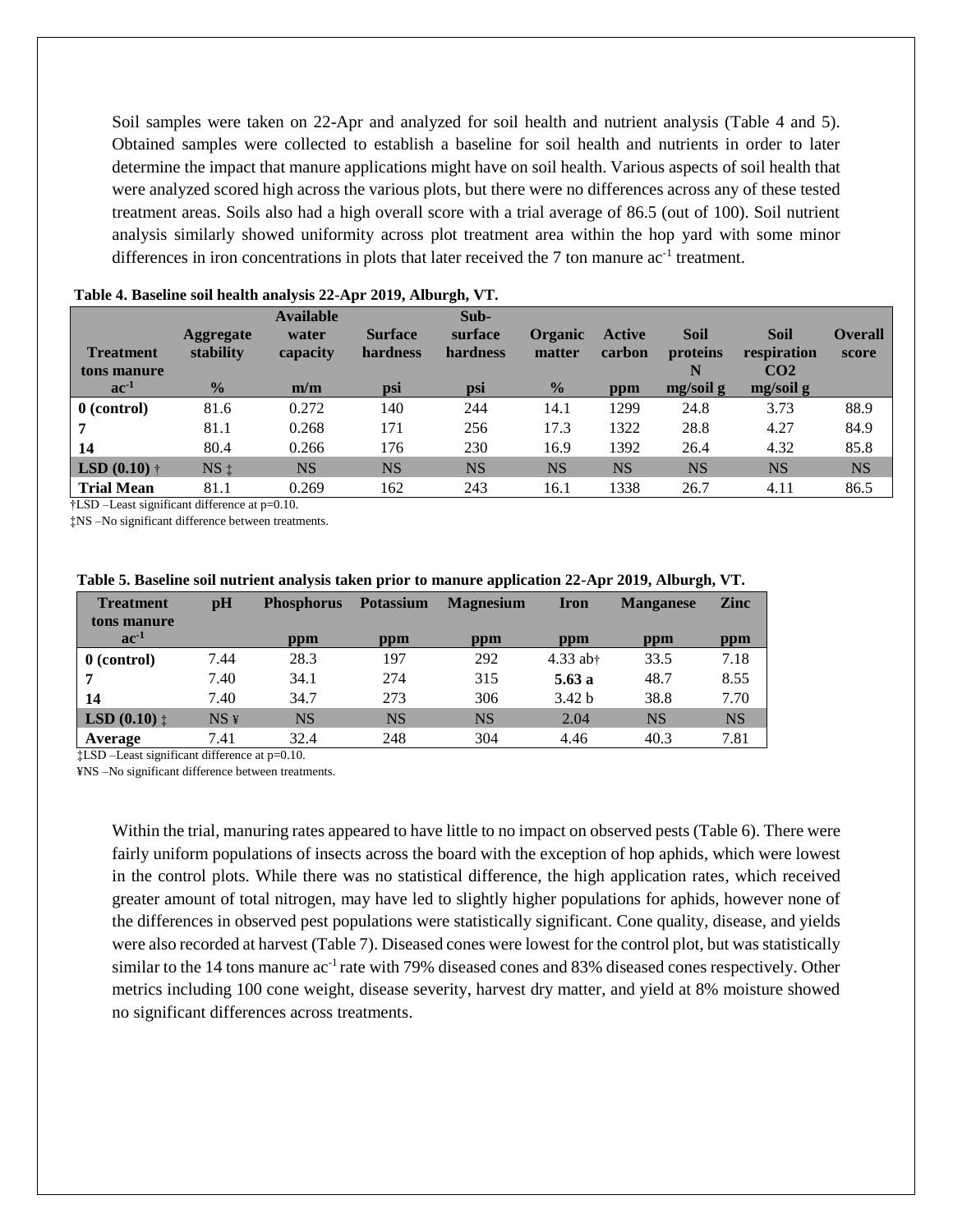Soil samples were taken on 22-Apr and analyzed for soil health and nutrient analysis (Table 4 and 5). Obtained samples were collected to establish a baseline for soil health and nutrients in order to later determine the impact that manure applications might have on soil health. Various aspects of soil health that were analyzed scored high across the various plots, but there were no differences across any of these tested treatment areas. Soils also had a high overall score with a trial average of 86.5 (out of 100). Soil nutrient analysis similarly showed uniformity across plot treatment area within the hop yard with some minor differences in iron concentrations in plots that later received the 7 ton manure ac$^{-1}$ treatment.

**Table 4. Baseline soil health analysis 22-Apr 2019, Alburgh, VT.**

| Treatment tons manure ac$^{-1}$ | Aggregate stability | Available water capacity | Surface hardness | Sub-surface hardness | Organic matter | Active carbon | Soil proteins N | Soil respiration $CO_2$ | Overall score |
|---|---|---|---|---|---|---|---|---|---|
| | % | m/m | psi | psi | % | ppm | mg/soil g | mg/soil g | |
| **0 (control)** | 81.6 | 0.272 | 140 | 244 | 14.1 | 1299 | 24.8 | 3.73 | 88.9 |
| **7** | 81.1 | 0.268 | 171 | 256 | 17.3 | 1322 | 28.8 | 4.27 | 84.9 |
| **14** | 80.4 | 0.266 | 176 | 230 | 16.9 | 1392 | 26.4 | 4.32 | 85.8 |
| **LSD (0.10)** † | NS ‡ | NS | NS | NS | NS | NS | NS | NS | NS |
| **Trial Mean** | 81.1 | 0.269 | 162 | 243 | 16.1 | 1338 | 26.7 | 4.11 | 86.5 |

†LSD –Least significant difference at p=0.10.

‡NS –No significant difference between treatments.

**Table 5. Baseline soil nutrient analysis taken prior to manure application 22-Apr 2019, Alburgh, VT.**

| Treatment tons manure ac$^{-1}$ | pH | Phosphorus | Potassium | Magnesium | Iron | Manganese | Zinc |
|---|---|---|---|---|---|---|---|
| | | ppm | ppm | ppm | ppm | ppm | ppm |
| **0 (control)** | 7.44 | 28.3 | 197 | 292 | 4.33 ab† | 33.5 | 7.18 |
| **7** | 7.40 | 34.1 | 274 | 315 | **5.63 a** | 48.7 | 8.55 |
| **14** | 7.40 | 34.7 | 273 | 306 | 3.42 b | 38.8 | 7.70 |
| **LSD (0.10)** ‡ | NS ¥ | NS | NS | NS | 2.04 | NS | NS |
| **Average** | 7.41 | 32.4 | 248 | 304 | 4.46 | 40.3 | 7.81 |

‡LSD –Least significant difference at p=0.10.

¥NS –No significant difference between treatments.

Within the trial, manuring rates appeared to have little to no impact on observed pests (Table 6). There were fairly uniform populations of insects across the board with the exception of hop aphids, which were lowest in the control plots. While there was no statistical difference, the high application rates, which received greater amount of total nitrogen, may have led to slightly higher populations for aphids, however none of the differences in observed pest populations were statistically significant. Cone quality, disease, and yields were also recorded at harvest (Table 7). Diseased cones were lowest for the control plot, but was statistically similar to the 14 tons manure ac$^{-1}$ rate with 79% diseased cones and 83% diseased cones respectively. Other metrics including 100 cone weight, disease severity, harvest dry matter, and yield at 8% moisture showed no significant differences across treatments.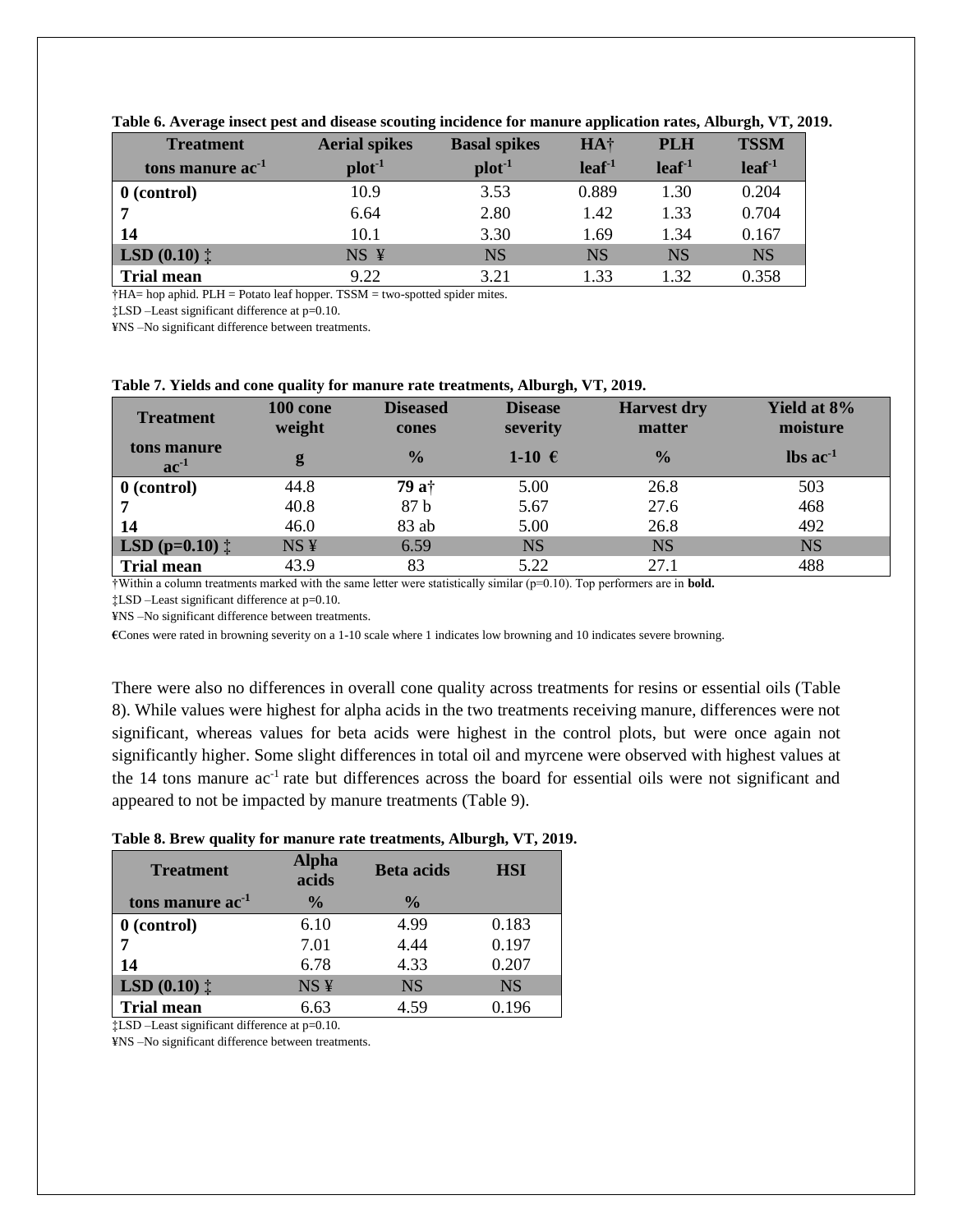**Table 6. Average insect pest and disease scouting incidence for manure application rates, Alburgh, VT, 2019.**

| Treatment | Aerial spikes | Basal spikes | HA† | PLH | TSSM |
|---|---|---|---|---|---|
| tons manure $ac^{-1}$ | $plot^{-1}$ | $plot^{-1}$ | $leaf^{-1}$ | $leaf^{-1}$ | $leaf^{-1}$ |
| **0 (control)** | 10.9 | 3.53 | 0.889 | 1.30 | 0.204 |
| **7** | 6.64 | 2.80 | 1.42 | 1.33 | 0.704 |
| **14** | 10.1 | 3.30 | 1.69 | 1.34 | 0.167 |
| **LSD (0.10) ‡** | NS ¥ | NS | NS | NS | NS |
| **Trial mean** | 9.22 | 3.21 | 1.33 | 1.32 | 0.358 |

†HA= hop aphid. PLH = Potato leaf hopper. TSSM = two-spotted spider mites.

‡LSD –Least significant difference at p=0.10.

¥NS –No significant difference between treatments.

**Table 7. Yields and cone quality for manure rate treatments, Alburgh, VT, 2019.**

| Treatment | 100 cone weight | Diseased cones | Disease severity | Harvest dry matter | Yield at 8% moisture |
|---|---|---|---|---|---|
| tons manure $ac^{-1}$ | g | % | 1-10 € | % | lbs $ac^{-1}$ |
| **0 (control)** | 44.8 | **79 a**† | 5.00 | 26.8 | 503 |
| **7** | 40.8 | 87 b | 5.67 | 27.6 | 468 |
| **14** | 46.0 | 83 ab | 5.00 | 26.8 | 492 |
| **LSD (p=0.10) ‡** | NS ¥ | 6.59 | NS | NS | NS |
| **Trial mean** | 43.9 | 83 | 5.22 | 27.1 | 488 |

†Within a column treatments marked with the same letter were statistically similar (p=0.10). Top performers are in **bold.**

‡LSD –Least significant difference at p=0.10.

¥NS –No significant difference between treatments.

€Cones were rated in browning severity on a 1-10 scale where 1 indicates low browning and 10 indicates severe browning.

There were also no differences in overall cone quality across treatments for resins or essential oils (Table 8). While values were highest for alpha acids in the two treatments receiving manure, differences were not significant, whereas values for beta acids were highest in the control plots, but were once again not significantly higher. Some slight differences in total oil and myrcene were observed with highest values at the 14 tons manure $ac^{-1}$ rate but differences across the board for essential oils were not significant and appeared to not be impacted by manure treatments (Table 9).

**Table 8. Brew quality for manure rate treatments, Alburgh, VT, 2019.**

| Treatment | Alpha acids | Beta acids | HSI |
|---|---|---|---|
| tons manure $ac^{-1}$ | % | % | |
| **0 (control)** | 6.10 | 4.99 | 0.183 |
| **7** | 7.01 | 4.44 | 0.197 |
| **14** | 6.78 | 4.33 | 0.207 |
| **LSD (0.10) ‡** | NS ¥ | NS | NS |
| **Trial mean** | 6.63 | 4.59 | 0.196 |

‡LSD –Least significant difference at p=0.10.

¥NS –No significant difference between treatments.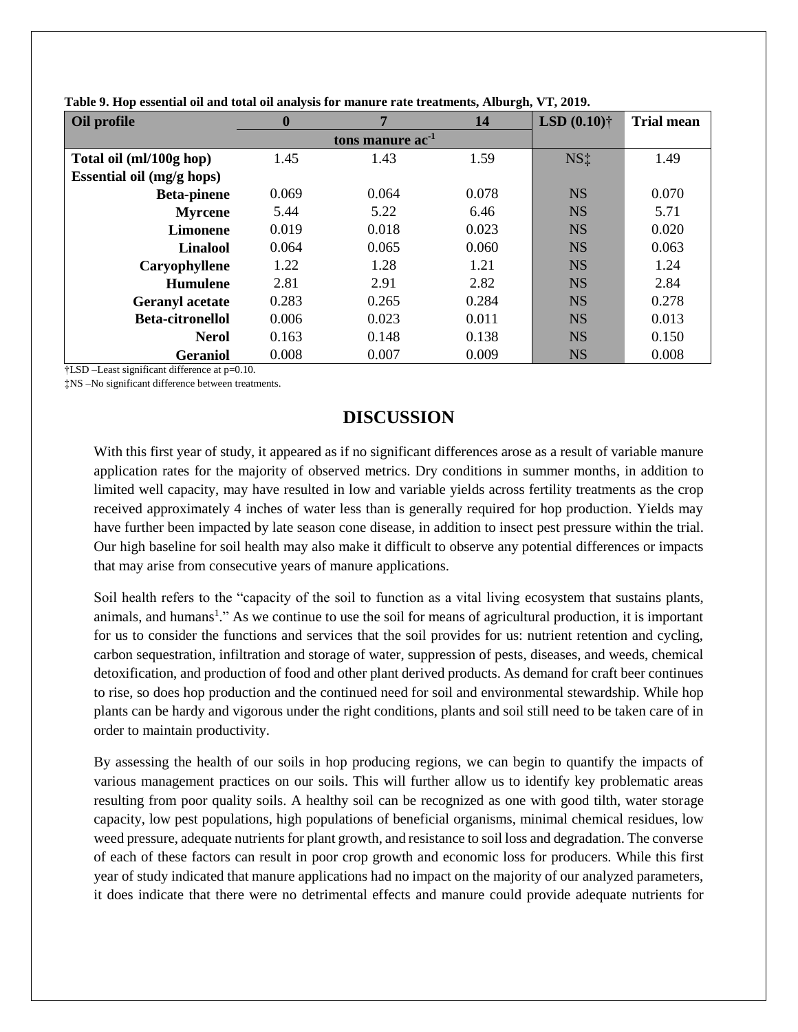**Table 9. Hop essential oil and total oil analysis for manure rate treatments, Alburgh, VT, 2019.**

| Oil profile | 0 | 7 | 14 | LSD (0.10)† | Trial mean |
|---|---|---|---|---|---|
| | tons manure $ac^{-1}$ | | | | |
| **Total oil (ml/100g hop)** | 1.45 | 1.43 | 1.59 | NS‡ | 1.49 |
| **Essential oil (mg/g hops)** | | | | | |
| **Beta-pinene** | 0.069 | 0.064 | 0.078 | NS | 0.070 |
| **Myrcene** | 5.44 | 5.22 | 6.46 | NS | 5.71 |
| **Limonene** | 0.019 | 0.018 | 0.023 | NS | 0.020 |
| **Linalool** | 0.064 | 0.065 | 0.060 | NS | 0.063 |
| **Caryophyllene** | 1.22 | 1.28 | 1.21 | NS | 1.24 |
| **Humulene** | 2.81 | 2.91 | 2.82 | NS | 2.84 |
| **Geranyl acetate** | 0.283 | 0.265 | 0.284 | NS | 0.278 |
| **Beta-citronellol** | 0.006 | 0.023 | 0.011 | NS | 0.013 |
| **Nerol** | 0.163 | 0.148 | 0.138 | NS | 0.150 |
| **Geraniol** | 0.008 | 0.007 | 0.009 | NS | 0.008 |

†LSD –Least significant difference at p=0.10.

‡NS –No significant difference between treatments.

## DISCUSSION

With this first year of study, it appeared as if no significant differences arose as a result of variable manure application rates for the majority of observed metrics. Dry conditions in summer months, in addition to limited well capacity, may have resulted in low and variable yields across fertility treatments as the crop received approximately 4 inches of water less than is generally required for hop production. Yields may have further been impacted by late season cone disease, in addition to insect pest pressure within the trial. Our high baseline for soil health may also make it difficult to observe any potential differences or impacts that may arise from consecutive years of manure applications.

Soil health refers to the "capacity of the soil to function as a vital living ecosystem that sustains plants, animals, and humans[1]." As we continue to use the soil for means of agricultural production, it is important for us to consider the functions and services that the soil provides for us: nutrient retention and cycling, carbon sequestration, infiltration and storage of water, suppression of pests, diseases, and weeds, chemical detoxification, and production of food and other plant derived products. As demand for craft beer continues to rise, so does hop production and the continued need for soil and environmental stewardship. While hop plants can be hardy and vigorous under the right conditions, plants and soil still need to be taken care of in order to maintain productivity.

By assessing the health of our soils in hop producing regions, we can begin to quantify the impacts of various management practices on our soils. This will further allow us to identify key problematic areas resulting from poor quality soils. A healthy soil can be recognized as one with good tilth, water storage capacity, low pest populations, high populations of beneficial organisms, minimal chemical residues, low weed pressure, adequate nutrients for plant growth, and resistance to soil loss and degradation. The converse of each of these factors can result in poor crop growth and economic loss for producers. While this first year of study indicated that manure applications had no impact on the majority of our analyzed parameters, it does indicate that there were no detrimental effects and manure could provide adequate nutrients for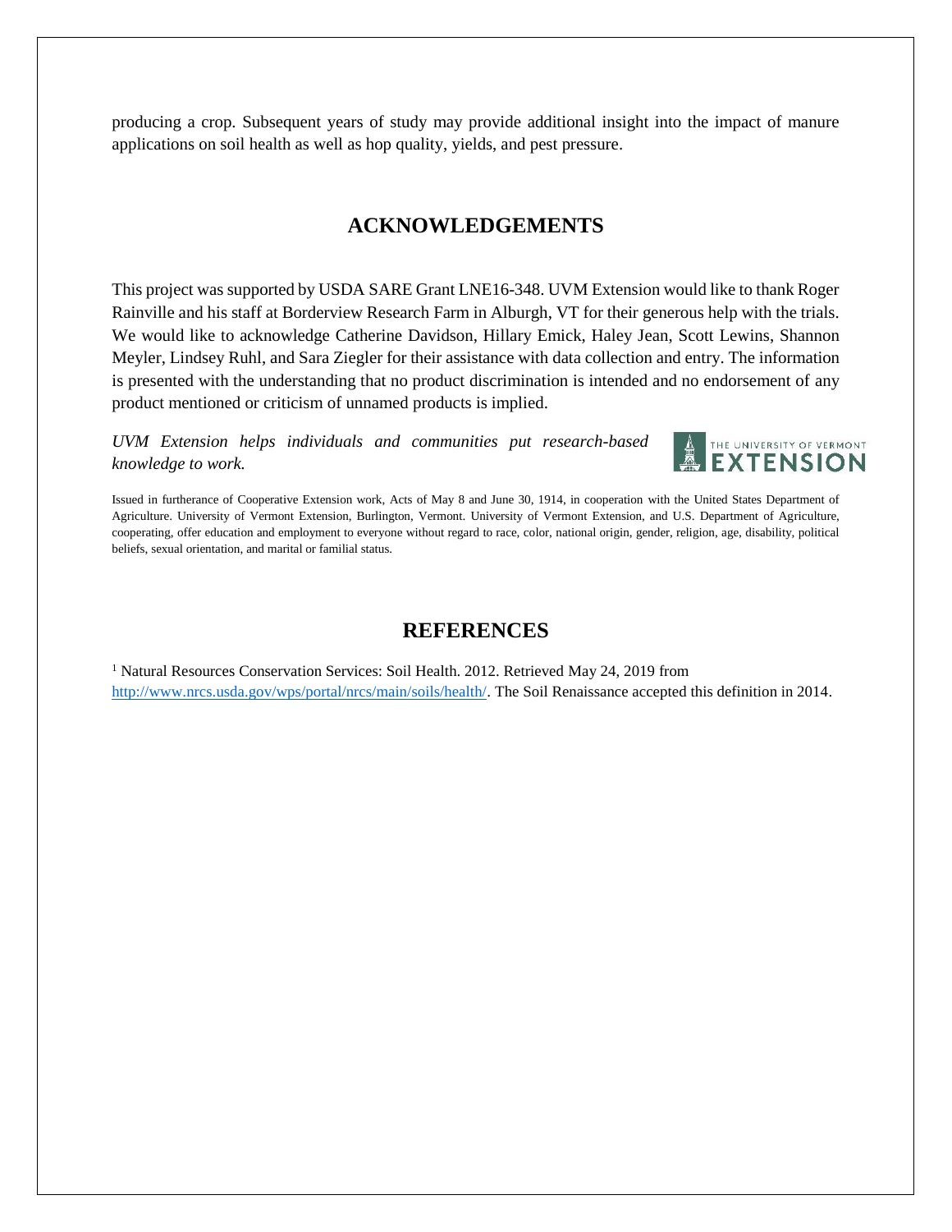producing a crop. Subsequent years of study may provide additional insight into the impact of manure applications on soil health as well as hop quality, yields, and pest pressure.

## ACKNOWLEDGEMENTS

This project was supported by USDA SARE Grant LNE16-348. UVM Extension would like to thank Roger Rainville and his staff at Borderview Research Farm in Alburgh, VT for their generous help with the trials. We would like to acknowledge Catherine Davidson, Hillary Emick, Haley Jean, Scott Lewins, Shannon Meyler, Lindsey Ruhl, and Sara Ziegler for their assistance with data collection and entry. The information is presented with the understanding that no product discrimination is intended and no endorsement of any product mentioned or criticism of unnamed products is implied.

*UVM Extension helps individuals and communities put research-based knowledge to work.*

THE UNIVERSITY OF VERMONT EXTENSION

Issued in furtherance of Cooperative Extension work, Acts of May 8 and June 30, 1914, in cooperation with the United States Department of Agriculture. University of Vermont Extension, Burlington, Vermont. University of Vermont Extension, and U.S. Department of Agriculture, cooperating, offer education and employment to everyone without regard to race, color, national origin, gender, religion, age, disability, political beliefs, sexual orientation, and marital or familial status.

## REFERENCES

[1] Natural Resources Conservation Services: Soil Health. 2012. Retrieved May 24, 2019 from http://www.nrcs.usda.gov/wps/portal/nrcs/main/soils/health/. The Soil Renaissance accepted this definition in 2014.